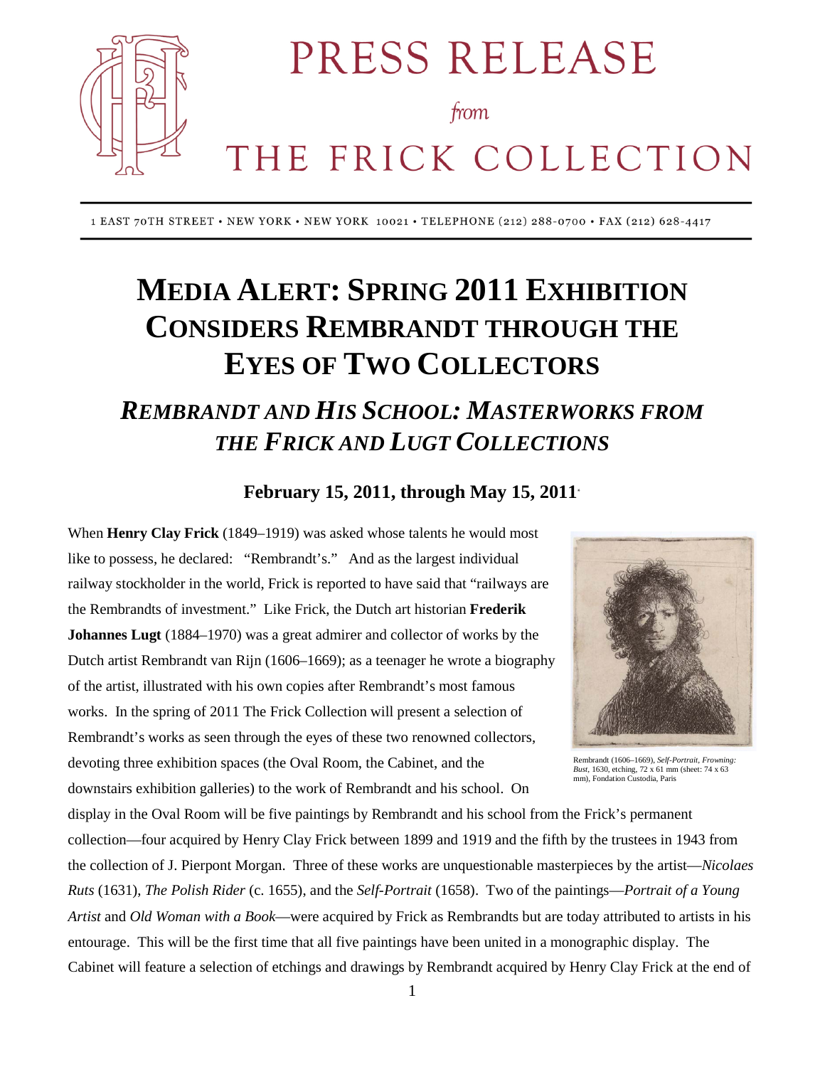# PRESS RELEASE

*from*

# THE FRICK COLLECTION

1 EAST 70TH STREET • NEW YORK • NEW YORK 10021 • TELEPHONE (212) 288-0700 • FAX (212) 628-4417

# MEDIA ALERT: SPRING 2011 EXHIBITION CONSIDERS REMBRANDT THROUGH THE EYES OF TWO COLLECTORS

## *REMBRANDT AND HIS SCHOOL: MASTERWORKS FROM THE FRICK AND LUGT COLLECTIONS*

### February 15, 2011, through May 15, 2011

When **Henry Clay Frick** (1849–1919) was asked whose talents he would most like to possess, he declared: "Rembrandt's." And as the largest individual railway stockholder in the world, Frick is reported to have said that "railways are the Rembrandts of investment." Like Frick, the Dutch art historian **Frederik Johannes Lugt** (1884–1970) was a great admirer and collector of works by the Dutch artist Rembrandt van Rijn (1606–1669); as a teenager he wrote a biography of the artist, illustrated with his own copies after Rembrandt's most famous works. In the spring of 2011 The Frick Collection will present a selection of Rembrandt's works as seen through the eyes of these two renowned collectors, devoting three exhibition spaces (the Oval Room, the Cabinet, and the downstairs exhibition galleries) to the work of Rembrandt and his school. On display in the Oval Room will be five paintings by Rembrandt and his school from the Frick's permanent collection—four acquired by Henry Clay Frick between 1899 and 1919 and the fifth by the trustees in 1943 from the collection of J. Pierpont Morgan. Three of these works are unquestionable masterpieces by the artist—*Nicolaes Ruts* (1631), *The Polish Rider* (c. 1655), and the *Self-Portrait* (1658). Two of the paintings—*Portrait of a Young Artist* and *Old Woman with a Book*—were acquired by Frick as Rembrandts but are today attributed to artists in his entourage. This will be the first time that all five paintings have been united in a monographic display. The Cabinet will feature a selection of etchings and drawings by Rembrandt acquired by Henry Clay Frick at the end of

Rembrandt (1606–1669), *Self-Portrait, Frowning: Bust*, 1630, etching, 72 x 61 mm (sheet: 74 x 63 mm), Fondation Custodia, Paris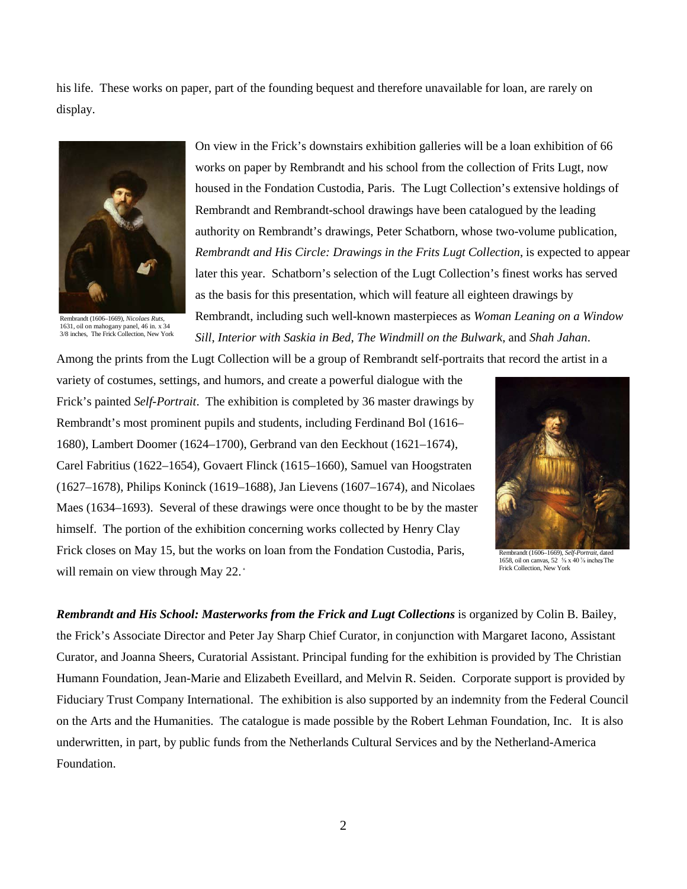his life. These works on paper, part of the founding bequest and therefore unavailable for loan, are rarely on display.

Rembrandt (1606–1669), *Nicolaes Ruts*, 1631, oil on mahogany panel, 46 in. x 34 3/8 inches, The Frick Collection, New York

On view in the Frick's downstairs exhibition galleries will be a loan exhibition of 66 works on paper by Rembrandt and his school from the collection of Frits Lugt, now housed in the Fondation Custodia, Paris. The Lugt Collection's extensive holdings of Rembrandt and Rembrandt-school drawings have been catalogued by the leading authority on Rembrandt's drawings, Peter Schatborn, whose two-volume publication, *Rembrandt and His Circle: Drawings in the Frits Lugt Collection*, is expected to appear later this year. Schatborn's selection of the Lugt Collection's finest works has served as the basis for this presentation, which will feature all eighteen drawings by Rembrandt, including such well-known masterpieces as *Woman Leaning on a Window Sill*, *Interior with Saskia in Bed*, *The Windmill on the Bulwark*, and *Shah Jahan*. Among the prints from the Lugt Collection will be a group of Rembrandt self-portraits that record the artist in a variety of costumes, settings, and humors, and create a powerful dialogue with the Frick's painted *Self-Portrait*. The exhibition is completed by 36 master drawings by Rembrandt's most prominent pupils and students, including Ferdinand Bol (1616–1680), Lambert Doomer (1624–1700), Gerbrand van den Eeckhout (1621–1674), Carel Fabritius (1622–1654), Govaert Flinck (1615–1660), Samuel van Hoogstraten (1627–1678), Philips Koninck (1619–1688), Jan Lievens (1607–1674), and Nicolaes Maes (1634–1693). Several of these drawings were once thought to be by the master himself. The portion of the exhibition concerning works collected by Henry Clay Frick closes on May 15, but the works on loan from the Fondation Custodia, Paris, will remain on view through May 22.

Rembrandt (1606–1669), *Self-Portrait*, dated 1658, oil on canvas, 52 ⅝ x 40 ⅞ inches, The Frick Collection, New York

***Rembrandt and His School: Masterworks from the Frick and Lugt Collections*** is organized by Colin B. Bailey, the Frick's Associate Director and Peter Jay Sharp Chief Curator, in conjunction with Margaret Iacono, Assistant Curator, and Joanna Sheers, Curatorial Assistant. Principal funding for the exhibition is provided by The Christian Humann Foundation, Jean-Marie and Elizabeth Eveillard, and Melvin R. Seiden. Corporate support is provided by Fiduciary Trust Company International. The exhibition is also supported by an indemnity from the Federal Council on the Arts and the Humanities. The catalogue is made possible by the Robert Lehman Foundation, Inc. It is also underwritten, in part, by public funds from the Netherlands Cultural Services and by the Netherland-America Foundation.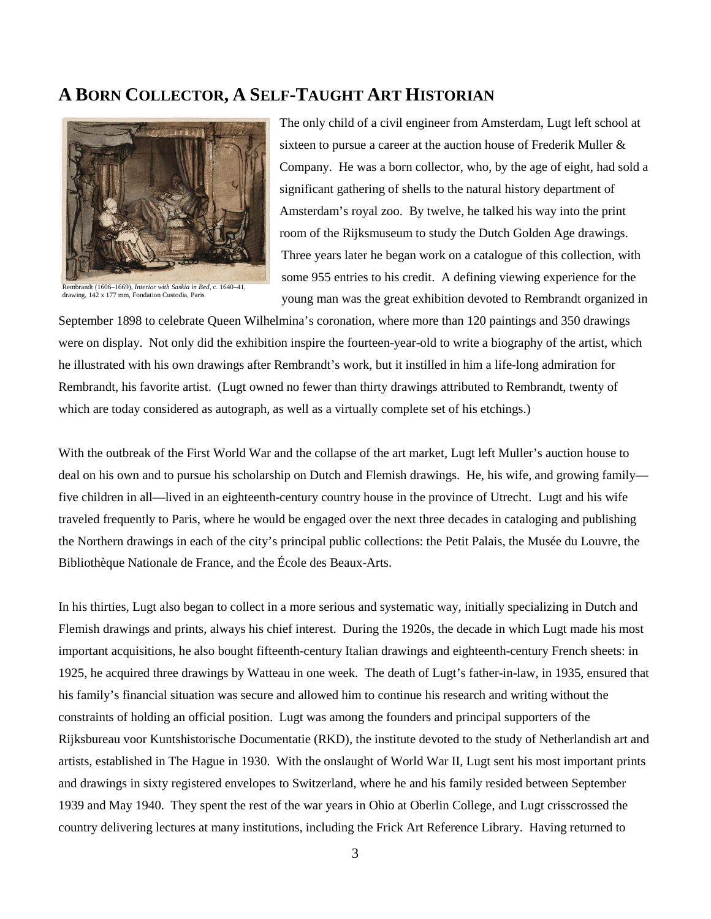## A Born Collector, A Self-Taught Art Historian

Rembrandt (1606–1669), *Interior with Saskia in Bed*, c. 1640–41, drawing, 142 x 177 mm, Fondation Custodia, Paris

The only child of a civil engineer from Amsterdam, Lugt left school at sixteen to pursue a career at the auction house of Frederik Muller & Company. He was a born collector, who, by the age of eight, had sold a significant gathering of shells to the natural history department of Amsterdam's royal zoo. By twelve, he talked his way into the print room of the Rijksmuseum to study the Dutch Golden Age drawings. Three years later he began work on a catalogue of this collection, with some 955 entries to his credit. A defining viewing experience for the young man was the great exhibition devoted to Rembrandt organized in September 1898 to celebrate Queen Wilhelmina's coronation, where more than 120 paintings and 350 drawings were on display. Not only did the exhibition inspire the fourteen-year-old to write a biography of the artist, which he illustrated with his own drawings after Rembrandt's work, but it instilled in him a life-long admiration for Rembrandt, his favorite artist. (Lugt owned no fewer than thirty drawings attributed to Rembrandt, twenty of which are today considered as autograph, as well as a virtually complete set of his etchings.)

With the outbreak of the First World War and the collapse of the art market, Lugt left Muller's auction house to deal on his own and to pursue his scholarship on Dutch and Flemish drawings. He, his wife, and growing family—five children in all—lived in an eighteenth-century country house in the province of Utrecht. Lugt and his wife traveled frequently to Paris, where he would be engaged over the next three decades in cataloging and publishing the Northern drawings in each of the city's principal public collections: the Petit Palais, the Musée du Louvre, the Bibliothèque Nationale de France, and the École des Beaux-Arts.

In his thirties, Lugt also began to collect in a more serious and systematic way, initially specializing in Dutch and Flemish drawings and prints, always his chief interest. During the 1920s, the decade in which Lugt made his most important acquisitions, he also bought fifteenth-century Italian drawings and eighteenth-century French sheets: in 1925, he acquired three drawings by Watteau in one week. The death of Lugt's father-in-law, in 1935, ensured that his family's financial situation was secure and allowed him to continue his research and writing without the constraints of holding an official position. Lugt was among the founders and principal supporters of the Rijksbureau voor Kuntshistorische Documentatie (RKD), the institute devoted to the study of Netherlandish art and artists, established in The Hague in 1930. With the onslaught of World War II, Lugt sent his most important prints and drawings in sixty registered envelopes to Switzerland, where he and his family resided between September 1939 and May 1940. They spent the rest of the war years in Ohio at Oberlin College, and Lugt crisscrossed the country delivering lectures at many institutions, including the Frick Art Reference Library. Having returned to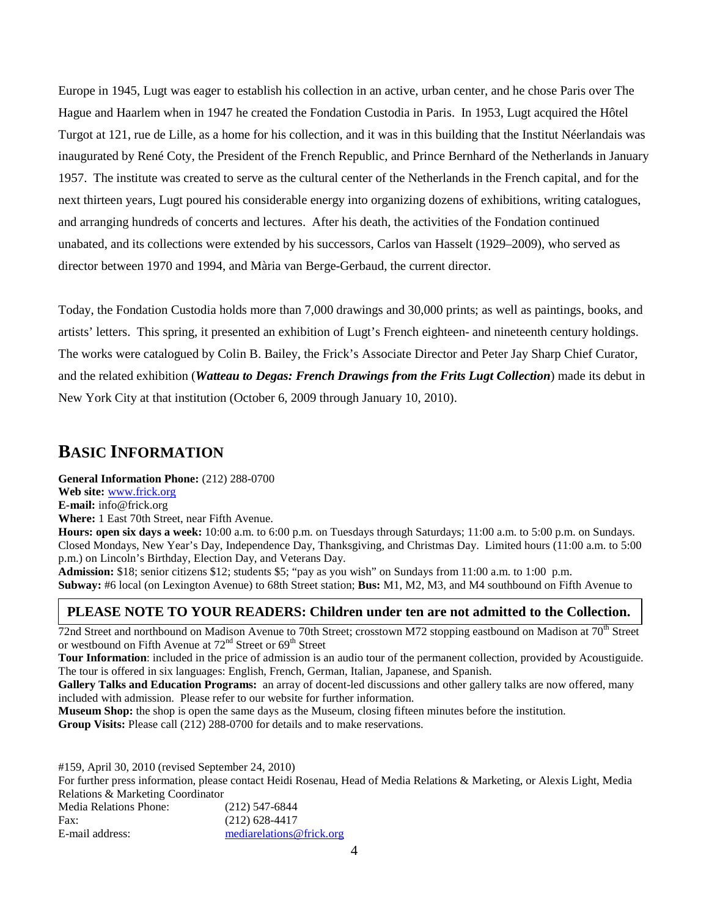Europe in 1945, Lugt was eager to establish his collection in an active, urban center, and he chose Paris over The Hague and Haarlem when in 1947 he created the Fondation Custodia in Paris. In 1953, Lugt acquired the Hôtel Turgot at 121, rue de Lille, as a home for his collection, and it was in this building that the Institut Néerlandais was inaugurated by René Coty, the President of the French Republic, and Prince Bernhard of the Netherlands in January 1957. The institute was created to serve as the cultural center of the Netherlands in the French capital, and for the next thirteen years, Lugt poured his considerable energy into organizing dozens of exhibitions, writing catalogues, and arranging hundreds of concerts and lectures. After his death, the activities of the Fondation continued unabated, and its collections were extended by his successors, Carlos van Hasselt (1929–2009), who served as director between 1970 and 1994, and Mària van Berge-Gerbaud, the current director.

Today, the Fondation Custodia holds more than 7,000 drawings and 30,000 prints; as well as paintings, books, and artists' letters. This spring, it presented an exhibition of Lugt's French eighteen- and nineteenth century holdings. The works were catalogued by Colin B. Bailey, the Frick's Associate Director and Peter Jay Sharp Chief Curator, and the related exhibition (***Watteau to Degas: French Drawings from the Frits Lugt Collection***) made its debut in New York City at that institution (October 6, 2009 through January 10, 2010).

## BASIC INFORMATION

**General Information Phone:** (212) 288-0700
**Web site:** www.frick.org
**E-mail:** info@frick.org
**Where:** 1 East 70th Street, near Fifth Avenue.
**Hours: open six days a week:** 10:00 a.m. to 6:00 p.m. on Tuesdays through Saturdays; 11:00 a.m. to 5:00 p.m. on Sundays. Closed Mondays, New Year's Day, Independence Day, Thanksgiving, and Christmas Day. Limited hours (11:00 a.m. to 5:00 p.m.) on Lincoln's Birthday, Election Day, and Veterans Day.
**Admission:** $18; senior citizens $12; students $5; "pay as you wish" on Sundays from 11:00 a.m. to 1:00 p.m.
**Subway:** #6 local (on Lexington Avenue) to 68th Street station; **Bus:** M1, M2, M3, and M4 southbound on Fifth Avenue to 72nd Street and northbound on Madison Avenue to 70th Street; crosstown M72 stopping eastbound on Madison at 70th Street or westbound on Fifth Avenue at 72nd Street or 69th Street

**PLEASE NOTE TO YOUR READERS: Children under ten are not admitted to the Collection.**

**Tour Information**: included in the price of admission is an audio tour of the permanent collection, provided by Acoustiguide. The tour is offered in six languages: English, French, German, Italian, Japanese, and Spanish.
**Gallery Talks and Education Programs:** an array of docent-led discussions and other gallery talks are now offered, many included with admission. Please refer to our website for further information.
**Museum Shop:** the shop is open the same days as the Museum, closing fifteen minutes before the institution.
**Group Visits:** Please call (212) 288-0700 for details and to make reservations.

#159, April 30, 2010 (revised September 24, 2010)
For further press information, please contact Heidi Rosenau, Head of Media Relations & Marketing, or Alexis Light, Media Relations & Marketing Coordinator

| | |
|---|---|
| Media Relations Phone: | (212) 547-6844 |
| Fax: | (212) 628-4417 |
| E-mail address: | mediarelations@frick.org |